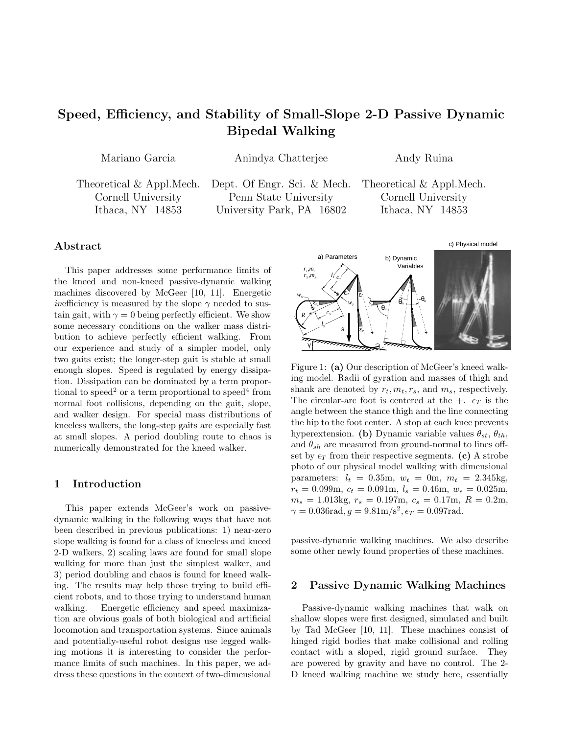# Speed, Efficiency, and Stability of Small-Slope 2-D Passive Dynamic Bipedal Walking

Mariano Garcia — Theoretical & Appl.Mech., Cornell University, Ithaca, NY 14853

Anindya Chatterjee — Dept. Of Engr. Sci. & Mech., Penn State University, University Park, PA 16802

Andy Ruina — Theoretical & Appl.Mech., Cornell University, Ithaca, NY 14853

## Abstract

This paper addresses some performance limits of the kneed and non-kneed passive-dynamic walking machines discovered by McGeer [10, 11]. Energetic *in*efficiency is measured by the slope $\gamma$ needed to sustain gait, with $\gamma = 0$ being perfectly efficient. We show some necessary conditions on the walker mass distribution to achieve perfectly efficient walking. From our experience and study of a simpler model, only two gaits exist; the longer-step gait is stable at small enough slopes. Speed is regulated by energy dissipation. Dissipation can be dominated by a term proportional to speed$^2$ or a term proportional to speed$^4$ from normal foot collisions, depending on the gait, slope, and walker design. For special mass distributions of kneeless walkers, the long-step gaits are especially fast at small slopes. A period doubling route to chaos is numerically demonstrated for the kneed walker.

## 1 Introduction

This paper extends McGeer's work on passive-dynamic walking in the following ways that have not been described in previous publications: 1) near-zero slope walking is found for a class of kneeless and kneed 2-D walkers, 2) scaling laws are found for small slope walking for more than just the simplest walker, and 3) period doubling and chaos is found for kneed walking. The results may help those trying to build efficient robots, and to those trying to understand human walking. Energetic efficiency and speed maximization are obvious goals of both biological and artificial locomotion and transportation systems. Since animals and potentially-useful robot designs use legged walking motions it is interesting to consider the performance limits of such machines. In this paper, we address these questions in the context of two-dimensional passive-dynamic walking machines. We also describe some other newly found properties of these machines.

Figure 1: **(a)** Our description of McGeer's kneed walking model. Radii of gyration and masses of thigh and shank are denoted by $r_t, m_t, r_s$, and $m_s$, respectively. The circular-arc foot is centered at the +. $\epsilon_T$ is the angle between the stance thigh and the line connecting the hip to the foot center. A stop at each knee prevents hyperextension. **(b)** Dynamic variable values $\theta_{st}$, $\theta_{th}$, and $\theta_{sh}$ are measured from ground-normal to lines offset by $\epsilon_T$ from their respective segments. **(c)** A strobe photo of our physical model walking with dimensional parameters: $l_t = 0.35$m, $w_t = 0$m, $m_t = 2.345$kg, $r_t = 0.099$m, $c_t = 0.091$m, $l_s = 0.46$m, $w_s = 0.025$m, $m_s = 1.013$kg, $r_s = 0.197$m, $c_s = 0.17$m, $R = 0.2$m, $\gamma = 0.036$rad, $g = 9.81\text{m/s}^2, \epsilon_T = 0.097$rad.

## 2 Passive Dynamic Walking Machines

Passive-dynamic walking machines that walk on shallow slopes were first designed, simulated and built by Tad McGeer [10, 11]. These machines consist of hinged rigid bodies that make collisional and rolling contact with a sloped, rigid ground surface. They are powered by gravity and have no control. The 2-D kneed walking machine we study here, essentially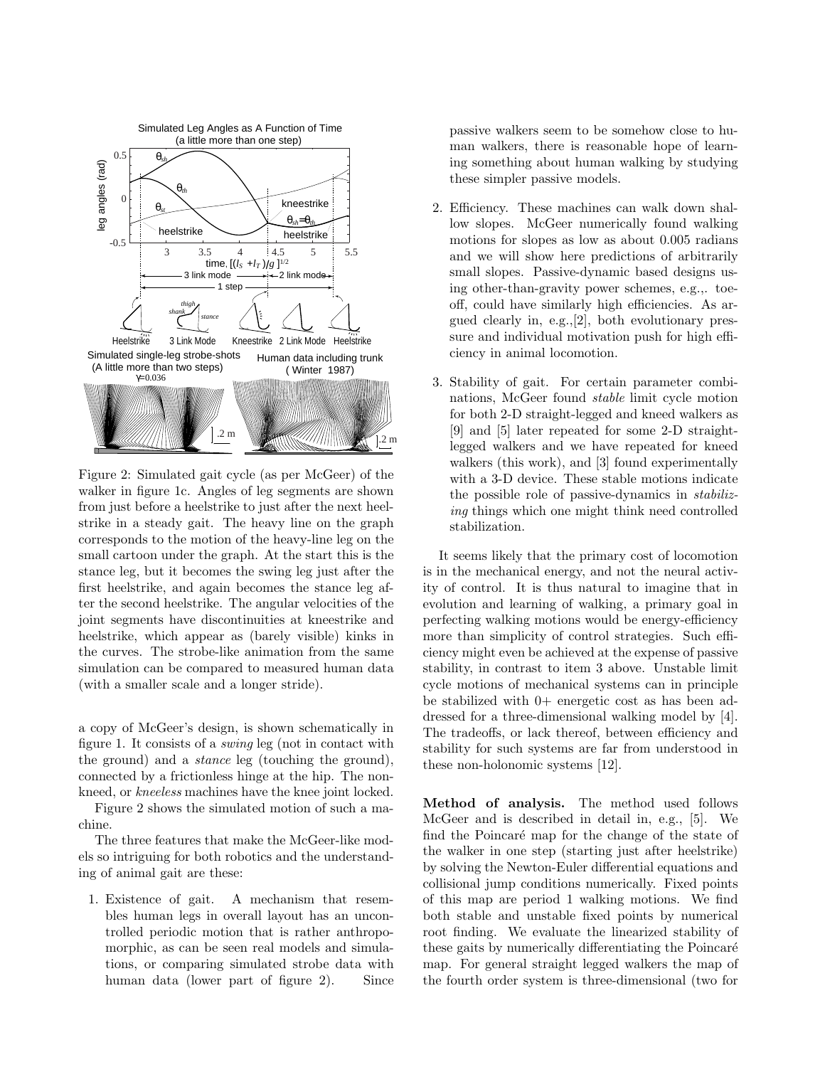Figure 2: Simulated gait cycle (as per McGeer) of the walker in figure 1c. Angles of leg segments are shown from just before a heelstrike to just after the next heelstrike in a steady gait. The heavy line on the graph corresponds to the motion of the heavy-line leg on the small cartoon under the graph. At the start this is the stance leg, but it becomes the swing leg just after the first heelstrike, and again becomes the stance leg after the second heelstrike. The angular velocities of the joint segments have discontinuities at kneestrike and heelstrike, which appear as (barely visible) kinks in the curves. The strobe-like animation from the same simulation can be compared to measured human data (with a smaller scale and a longer stride).

a copy of McGeer's design, is shown schematically in figure 1. It consists of a *swing* leg (not in contact with the ground) and a *stance* leg (touching the ground), connected by a frictionless hinge at the hip. The non-kneed, or *kneeless* machines have the knee joint locked.

Figure 2 shows the simulated motion of such a machine.

The three features that make the McGeer-like models so intriguing for both robotics and the understanding of animal gait are these:

1. Existence of gait. A mechanism that resembles human legs in overall layout has an uncontrolled periodic motion that is rather anthropomorphic, as can be seen real models and simulations, or comparing simulated strobe data with human data (lower part of figure 2). Since passive walkers seem to be somehow close to human walkers, there is reasonable hope of learning something about human walking by studying these simpler passive models.

2. Efficiency. These machines can walk down shallow slopes. McGeer numerically found walking motions for slopes as low as about 0.005 radians and we will show here predictions of arbitrarily small slopes. Passive-dynamic based designs using other-than-gravity power schemes, e.g.,. toe-off, could have similarly high efficiencies. As argued clearly in, e.g.,[2], both evolutionary pressure and individual motivation push for high efficiency in animal locomotion.

3. Stability of gait. For certain parameter combinations, McGeer found *stable* limit cycle motion for both 2-D straight-legged and kneed walkers as [9] and [5] later repeated for some 2-D straight-legged walkers and we have repeated for kneed walkers (this work), and [3] found experimentally with a 3-D device. These stable motions indicate the possible role of passive-dynamics in *stabilizing* things which one might think need controlled stabilization.

It seems likely that the primary cost of locomotion is in the mechanical energy, and not the neural activity of control. It is thus natural to imagine that in evolution and learning of walking, a primary goal in perfecting walking motions would be energy-efficiency more than simplicity of control strategies. Such efficiency might even be achieved at the expense of passive stability, in contrast to item 3 above. Unstable limit cycle motions of mechanical systems can in principle be stabilized with 0+ energetic cost as has been addressed for a three-dimensional walking model by [4]. The tradeoffs, or lack thereof, between efficiency and stability for such systems are far from understood in these non-holonomic systems [12].

**Method of analysis.** The method used follows McGeer and is described in detail in, e.g., [5]. We find the Poincaré map for the change of the state of the walker in one step (starting just after heelstrike) by solving the Newton-Euler differential equations and collisional jump conditions numerically. Fixed points of this map are period 1 walking motions. We find both stable and unstable fixed points by numerical root finding. We evaluate the linearized stability of these gaits by numerically differentiating the Poincaré map. For general straight legged walkers the map of the fourth order system is three-dimensional (two for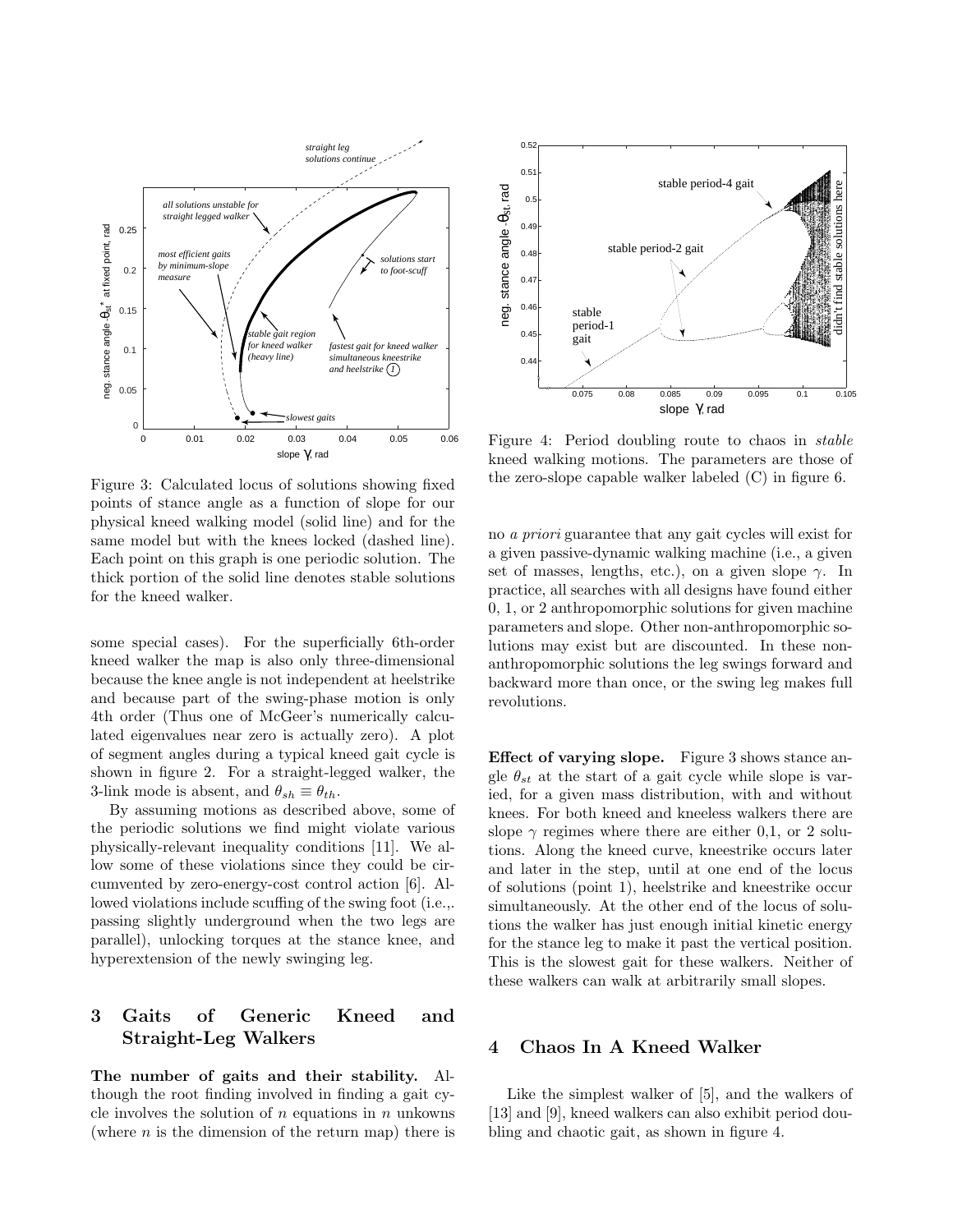Figure 3: Calculated locus of solutions showing fixed points of stance angle as a function of slope for our physical kneed walking model (solid line) and for the same model but with the knees locked (dashed line). Each point on this graph is one periodic solution. The thick portion of the solid line denotes stable solutions for the kneed walker.

Figure 4: Period doubling route to chaos in *stable* kneed walking motions. The parameters are those of the zero-slope capable walker labeled (C) in figure 6.

some special cases). For the superficially 6th-order kneed walker the map is also only three-dimensional because the knee angle is not independent at heelstrike and because part of the swing-phase motion is only 4th order (Thus one of McGeer's numerically calculated eigenvalues near zero is actually zero). A plot of segment angles during a typical kneed gait cycle is shown in figure 2. For a straight-legged walker, the 3-link mode is absent, and $\theta_{sh} \equiv \theta_{th}$.

By assuming motions as described above, some of the periodic solutions we find might violate various physically-relevant inequality conditions [11]. We allow some of these violations since they could be circumvented by zero-energy-cost control action [6]. Allowed violations include scuffing of the swing foot (i.e.,. passing slightly underground when the two legs are parallel), unlocking torques at the stance knee, and hyperextension of the newly swinging leg.

## 3 Gaits of Generic Kneed and Straight-Leg Walkers

**The number of gaits and their stability.** Although the root finding involved in finding a gait cycle involves the solution of $n$ equations in $n$ unkowns (where $n$ is the dimension of the return map) there is no *a priori* guarantee that any gait cycles will exist for a given passive-dynamic walking machine (i.e., a given set of masses, lengths, etc.), on a given slope $\gamma$. In practice, all searches with all designs have found either 0, 1, or 2 anthropomorphic solutions for given machine parameters and slope. Other non-anthropomorphic solutions may exist but are discounted. In these non-anthropomorphic solutions the leg swings forward and backward more than once, or the swing leg makes full revolutions.

**Effect of varying slope.** Figure 3 shows stance angle $\theta_{st}$ at the start of a gait cycle while slope is varied, for a given mass distribution, with and without knees. For both kneed and kneeless walkers there are slope $\gamma$ regimes where there are either 0,1, or 2 solutions. Along the kneed curve, kneestrike occurs later and later in the step, until at one end of the locus of solutions (point 1), heelstrike and kneestrike occur simultaneously. At the other end of the locus of solutions the walker has just enough initial kinetic energy for the stance leg to make it past the vertical position. This is the slowest gait for these walkers. Neither of these walkers can walk at arbitrarily small slopes.

## 4 Chaos In A Kneed Walker

Like the simplest walker of [5], and the walkers of [13] and [9], kneed walkers can also exhibit period doubling and chaotic gait, as shown in figure 4.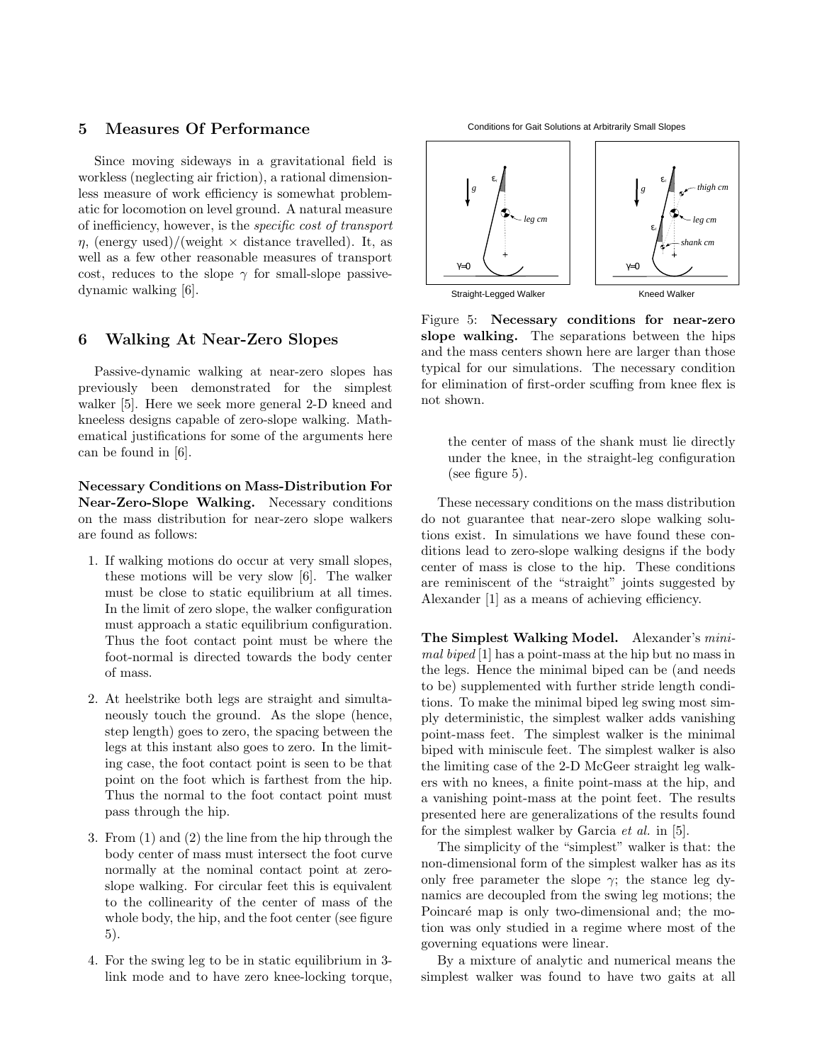## 5 Measures Of Performance

Since moving sideways in a gravitational field is workless (neglecting air friction), a rational dimensionless measure of work efficiency is somewhat problematic for locomotion on level ground. A natural measure of inefficiency, however, is the *specific cost of transport* $\eta$, (energy used)/(weight $\times$ distance travelled). It, as well as a few other reasonable measures of transport cost, reduces to the slope $\gamma$ for small-slope passive-dynamic walking [6].

## 6 Walking At Near-Zero Slopes

Passive-dynamic walking at near-zero slopes has previously been demonstrated for the simplest walker [5]. Here we seek more general 2-D kneed and kneeless designs capable of zero-slope walking. Mathematical justifications for some of the arguments here can be found in [6].

**Necessary Conditions on Mass-Distribution For Near-Zero-Slope Walking.** Necessary conditions on the mass distribution for near-zero slope walkers are found as follows:

1. If walking motions do occur at very small slopes, these motions will be very slow [6]. The walker must be close to static equilibrium at all times. In the limit of zero slope, the walker configuration must approach a static equilibrium configuration. Thus the foot contact point must be where the foot-normal is directed towards the body center of mass.

2. At heelstrike both legs are straight and simultaneously touch the ground. As the slope (hence, step length) goes to zero, the spacing between the legs at this instant also goes to zero. In the limiting case, the foot contact point is seen to be that point on the foot which is farthest from the hip. Thus the normal to the foot contact point must pass through the hip.

3. From (1) and (2) the line from the hip through the body center of mass must intersect the foot curve normally at the nominal contact point at zero-slope walking. For circular feet this is equivalent to the collinearity of the center of mass of the whole body, the hip, and the foot center (see figure 5).

4. For the swing leg to be in static equilibrium in 3-link mode and to have zero knee-locking torque, the center of mass of the shank must lie directly under the knee, in the straight-leg configuration (see figure 5).

Conditions for Gait Solutions at Arbitrarily Small Slopes

Figure 5: **Necessary conditions for near-zero slope walking.** The separations between the hips and the mass centers shown here are larger than those typical for our simulations. The necessary condition for elimination of first-order scuffing from knee flex is not shown.

These necessary conditions on the mass distribution do not guarantee that near-zero slope walking solutions exist. In simulations we have found these conditions lead to zero-slope walking designs if the body center of mass is close to the hip. These conditions are reminiscent of the "straight" joints suggested by Alexander [1] as a means of achieving efficiency.

**The Simplest Walking Model.** Alexander's *minimal biped* [1] has a point-mass at the hip but no mass in the legs. Hence the minimal biped can be (and needs to be) supplemented with further stride length conditions. To make the minimal biped leg swing most simply deterministic, the simplest walker adds vanishing point-mass feet. The simplest walker is the minimal biped with miniscule feet. The simplest walker is also the limiting case of the 2-D McGeer straight leg walkers with no knees, a finite point-mass at the hip, and a vanishing point-mass at the point feet. The results presented here are generalizations of the results found for the simplest walker by Garcia *et al.* in [5].

The simplicity of the "simplest" walker is that: the non-dimensional form of the simplest walker has as its only free parameter the slope $\gamma$; the stance leg dynamics are decoupled from the swing leg motions; the Poincaré map is only two-dimensional and; the motion was only studied in a regime where most of the governing equations were linear.

By a mixture of analytic and numerical means the simplest walker was found to have two gaits at all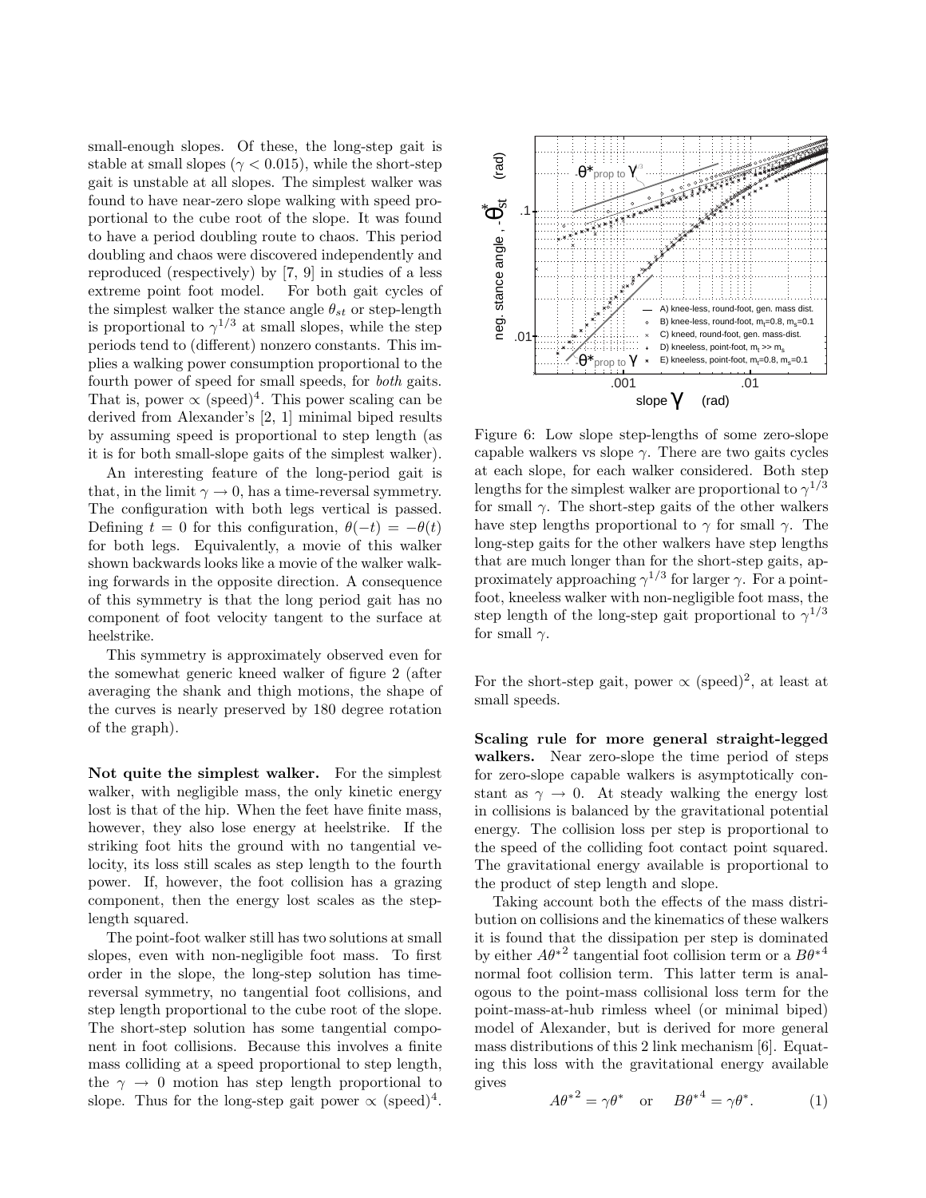small-enough slopes. Of these, the long-step gait is stable at small slopes ($\gamma < 0.015$), while the short-step gait is unstable at all slopes. The simplest walker was found to have near-zero slope walking with speed proportional to the cube root of the slope. It was found to have a period doubling route to chaos. This period doubling and chaos were discovered independently and reproduced (respectively) by [7, 9] in studies of a less extreme point foot model. For both gait cycles of the simplest walker the stance angle $\theta_{st}$ or step-length is proportional to $\gamma^{1/3}$ at small slopes, while the step periods tend to (different) nonzero constants. This implies a walking power consumption proportional to the fourth power of speed for small speeds, for *both* gaits. That is, power $\propto$ (speed)$^4$. This power scaling can be derived from Alexander's [2, 1] minimal biped results by assuming speed is proportional to step length (as it is for both small-slope gaits of the simplest walker).

An interesting feature of the long-period gait is that, in the limit $\gamma \to 0$, has a time-reversal symmetry. The configuration with both legs vertical is passed. Defining $t = 0$ for this configuration, $\theta(-t) = -\theta(t)$ for both legs. Equivalently, a movie of this walker shown backwards looks like a movie of the walker walking forwards in the opposite direction. A consequence of this symmetry is that the long period gait has no component of foot velocity tangent to the surface at heelstrike.

This symmetry is approximately observed even for the somewhat generic kneed walker of figure 2 (after averaging the shank and thigh motions, the shape of the curves is nearly preserved by 180 degree rotation of the graph).

**Not quite the simplest walker.** For the simplest walker, with negligible mass, the only kinetic energy lost is that of the hip. When the feet have finite mass, however, they also lose energy at heelstrike. If the striking foot hits the ground with no tangential velocity, its loss still scales as step length to the fourth power. If, however, the foot collision has a grazing component, then the energy lost scales as the step-length squared.

The point-foot walker still has two solutions at small slopes, even with non-negligible foot mass. To first order in the slope, the long-step solution has time-reversal symmetry, no tangential foot collisions, and step length proportional to the cube root of the slope. The short-step solution has some tangential component in foot collisions. Because this involves a finite mass colliding at a speed proportional to step length, the $\gamma \to 0$ motion has step length proportional to slope. Thus for the long-step gait power $\propto$ (speed)$^4$.

Figure 6: Low slope step-lengths of some zero-slope capable walkers vs slope $\gamma$. There are two gaits cycles at each slope, for each walker considered. Both step lengths for the simplest walker are proportional to $\gamma^{1/3}$ for small $\gamma$. The short-step gaits of the other walkers have step lengths proportional to $\gamma$ for small $\gamma$. The long-step gaits for the other walkers have step lengths that are much longer than for the short-step gaits, approximately approaching $\gamma^{1/3}$ for larger $\gamma$. For a point-foot, kneeless walker with non-negligible foot mass, the step length of the long-step gait proportional to $\gamma^{1/3}$ for small $\gamma$.

For the short-step gait, power $\propto$ (speed)$^2$, at least at small speeds.

**Scaling rule for more general straight-legged walkers.** Near zero-slope the time period of steps for zero-slope capable walkers is asymptotically constant as $\gamma \to 0$. At steady walking the energy lost in collisions is balanced by the gravitational potential energy. The collision loss per step is proportional to the speed of the colliding foot contact point squared. The gravitational energy available is proportional to the product of step length and slope.

Taking account both the effects of the mass distribution on collisions and the kinematics of these walkers it is found that the dissipation per step is dominated by either $A{\theta^*}^2$ tangential foot collision term or a $B{\theta^*}^4$ normal foot collision term. This latter term is analogous to the point-mass collisional loss term for the point-mass-at-hub rimless wheel (or minimal biped) model of Alexander, but is derived for more general mass distributions of this 2 link mechanism [6]. Equating this loss with the gravitational energy available gives

$$A{\theta^*}^2 = \gamma\theta^* \quad \text{or} \quad B{\theta^*}^4 = \gamma\theta^*. \tag{1}$$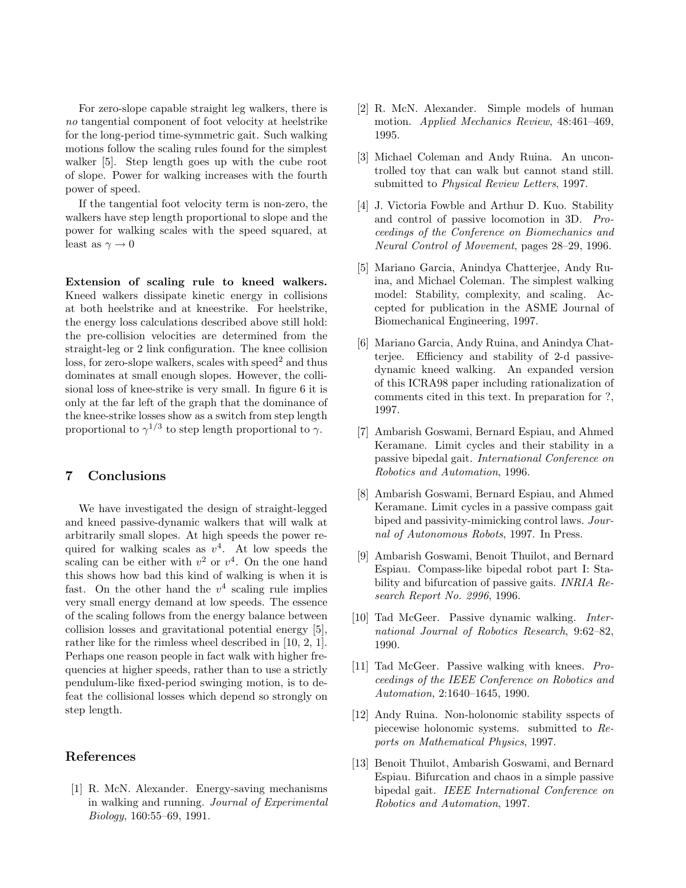For zero-slope capable straight leg walkers, there is *no* tangential component of foot velocity at heelstrike for the long-period time-symmetric gait. Such walking motions follow the scaling rules found for the simplest walker [5]. Step length goes up with the cube root of slope. Power for walking increases with the fourth power of speed.

If the tangential foot velocity term is non-zero, the walkers have step length proportional to slope and the power for walking scales with the speed squared, at least as $\gamma \to 0$

**Extension of scaling rule to kneed walkers.** Kneed walkers dissipate kinetic energy in collisions at both heelstrike and at kneestrike. For heelstrike, the energy loss calculations described above still hold: the pre-collision velocities are determined from the straight-leg or 2 link configuration. The knee collision loss, for zero-slope walkers, scales with speed$^2$ and thus dominates at small enough slopes. However, the collisional loss of knee-strike is very small. In figure 6 it is only at the far left of the graph that the dominance of the knee-strike losses show as a switch from step length proportional to $\gamma^{1/3}$ to step length proportional to $\gamma$.

## 7 Conclusions

We have investigated the design of straight-legged and kneed passive-dynamic walkers that will walk at arbitrarily small slopes. At high speeds the power required for walking scales as $v^4$. At low speeds the scaling can be either with $v^2$ or $v^4$. On the one hand this shows how bad this kind of walking is when it is fast. On the other hand the $v^4$ scaling rule implies very small energy demand at low speeds. The essence of the scaling follows from the energy balance between collision losses and gravitational potential energy [5], rather like for the rimless wheel described in [10, 2, 1]. Perhaps one reason people in fact walk with higher frequencies at higher speeds, rather than to use a strictly pendulum-like fixed-period swinging motion, is to defeat the collisional losses which depend so strongly on step length.

## References

[1] R. McN. Alexander. Energy-saving mechanisms in walking and running. *Journal of Experimental Biology*, 160:55–69, 1991.

[2] R. McN. Alexander. Simple models of human motion. *Applied Mechanics Review*, 48:461–469, 1995.

[3] Michael Coleman and Andy Ruina. An uncontrolled toy that can walk but cannot stand still. submitted to *Physical Review Letters*, 1997.

[4] J. Victoria Fowble and Arthur D. Kuo. Stability and control of passive locomotion in 3D. *Proceedings of the Conference on Biomechanics and Neural Control of Movement*, pages 28–29, 1996.

[5] Mariano Garcia, Anindya Chatterjee, Andy Ruina, and Michael Coleman. The simplest walking model: Stability, complexity, and scaling. Accepted for publication in the ASME Journal of Biomechanical Engineering, 1997.

[6] Mariano Garcia, Andy Ruina, and Anindya Chatterjee. Efficiency and stability of 2-d passive-dynamic kneed walking. An expanded version of this ICRA98 paper including rationalization of comments cited in this text. In preparation for ?, 1997.

[7] Ambarish Goswami, Bernard Espiau, and Ahmed Keramane. Limit cycles and their stability in a passive bipedal gait. *International Conference on Robotics and Automation*, 1996.

[8] Ambarish Goswami, Bernard Espiau, and Ahmed Keramane. Limit cycles in a passive compass gait biped and passivity-mimicking control laws. *Journal of Autonomous Robots*, 1997. In Press.

[9] Ambarish Goswami, Benoit Thuilot, and Bernard Espiau. Compass-like bipedal robot part I: Stability and bifurcation of passive gaits. *INRIA Research Report No. 2996*, 1996.

[10] Tad McGeer. Passive dynamic walking. *International Journal of Robotics Research*, 9:62–82, 1990.

[11] Tad McGeer. Passive walking with knees. *Proceedings of the IEEE Conference on Robotics and Automation*, 2:1640–1645, 1990.

[12] Andy Ruina. Non-holonomic stability sspects of piecewise holonomic systems. submitted to *Reports on Mathematical Physics*, 1997.

[13] Benoit Thuilot, Ambarish Goswami, and Bernard Espiau. Bifurcation and chaos in a simple passive bipedal gait. *IEEE International Conference on Robotics and Automation*, 1997.